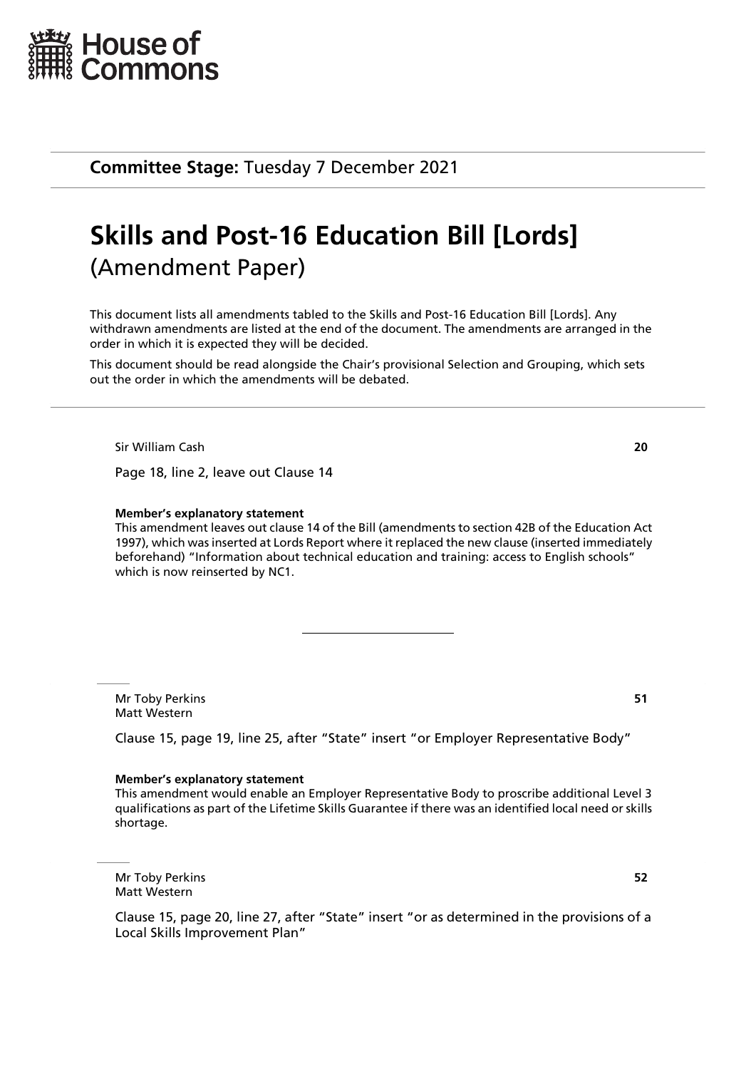House of Commons

**Committee Stage:** Tuesday 7 December 2021

# Skills and Post-16 Education Bill [Lords]

## (Amendment Paper)

This document lists all amendments tabled to the Skills and Post-16 Education Bill [Lords]. Any withdrawn amendments are listed at the end of the document. The amendments are arranged in the order in which it is expected they will be decided.

This document should be read alongside the Chair's provisional Selection and Grouping, which sets out the order in which the amendments will be debated.

---

Sir William Cash **20**

Page 18, line 2, leave out Clause 14

**Member's explanatory statement**

This amendment leaves out clause 14 of the Bill (amendments to section 42B of the Education Act 1997), which was inserted at Lords Report where it replaced the new clause (inserted immediately beforehand) "Information about technical education and training: access to English schools" which is now reinserted by NC1.

---

Mr Toby Perkins **51**
Matt Western

Clause 15, page 19, line 25, after "State" insert "or Employer Representative Body"

**Member's explanatory statement**

This amendment would enable an Employer Representative Body to proscribe additional Level 3 qualifications as part of the Lifetime Skills Guarantee if there was an identified local need or skills shortage.

Mr Toby Perkins **52**
Matt Western

Clause 15, page 20, line 27, after "State" insert "or as determined in the provisions of a Local Skills Improvement Plan"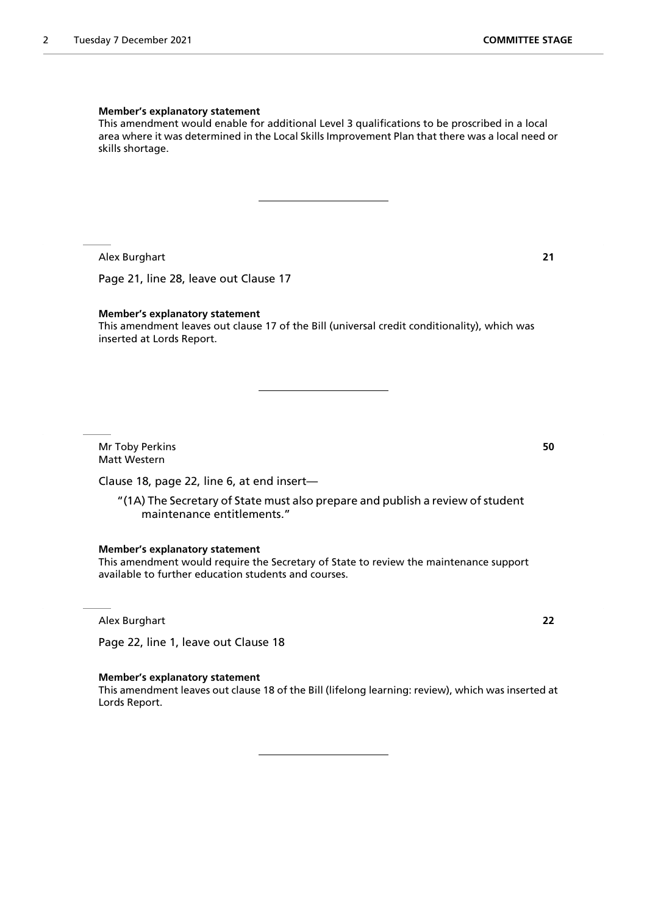**Member's explanatory statement**

This amendment would enable for additional Level 3 qualifications to be proscribed in a local area where it was determined in the Local Skills Improvement Plan that there was a local need or skills shortage.

---

Alex Burghart **21**

Page 21, line 28, leave out Clause 17

**Member's explanatory statement**

This amendment leaves out clause 17 of the Bill (universal credit conditionality), which was inserted at Lords Report.

---

Mr Toby Perkins **50**
Matt Western

Clause 18, page 22, line 6, at end insert—

"(1A) The Secretary of State must also prepare and publish a review of student maintenance entitlements."

**Member's explanatory statement**

This amendment would require the Secretary of State to review the maintenance support available to further education students and courses.

Alex Burghart **22**

Page 22, line 1, leave out Clause 18

**Member's explanatory statement**

This amendment leaves out clause 18 of the Bill (lifelong learning: review), which was inserted at Lords Report.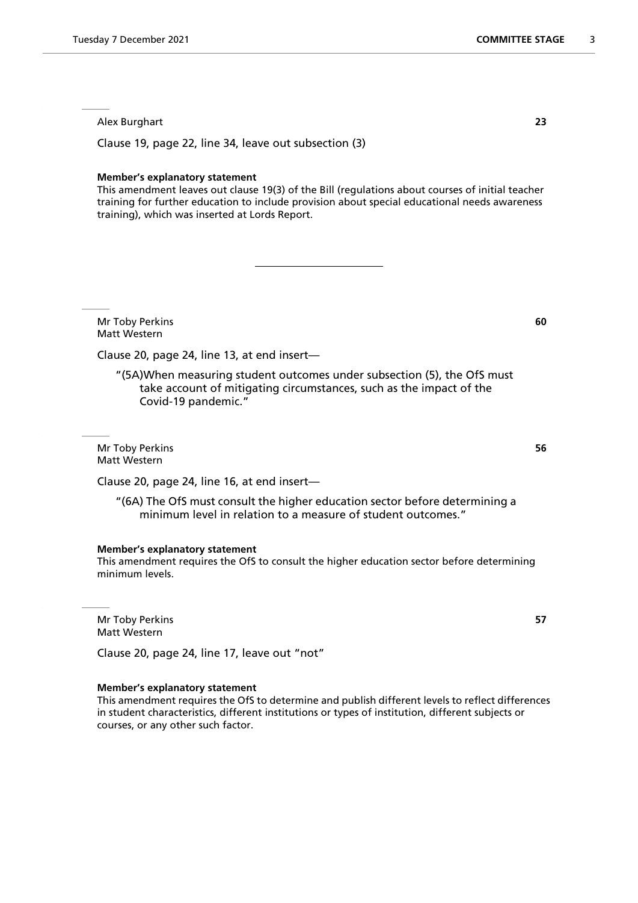Alex Burghart **23**

Clause 19, page 22, line 34, leave out subsection (3)

**Member's explanatory statement**

This amendment leaves out clause 19(3) of the Bill (regulations about courses of initial teacher training for further education to include provision about special educational needs awareness training), which was inserted at Lords Report.

---

Mr Toby Perkins **60**
Matt Western

Clause 20, page 24, line 13, at end insert—

"(5A)When measuring student outcomes under subsection (5), the OfS must take account of mitigating circumstances, such as the impact of the Covid-19 pandemic."

Mr Toby Perkins **56**
Matt Western

Clause 20, page 24, line 16, at end insert—

"(6A) The OfS must consult the higher education sector before determining a minimum level in relation to a measure of student outcomes."

**Member's explanatory statement**

This amendment requires the OfS to consult the higher education sector before determining minimum levels.

Mr Toby Perkins **57**
Matt Western

Clause 20, page 24, line 17, leave out "not"

**Member's explanatory statement**

This amendment requires the OfS to determine and publish different levels to reflect differences in student characteristics, different institutions or types of institution, different subjects or courses, or any other such factor.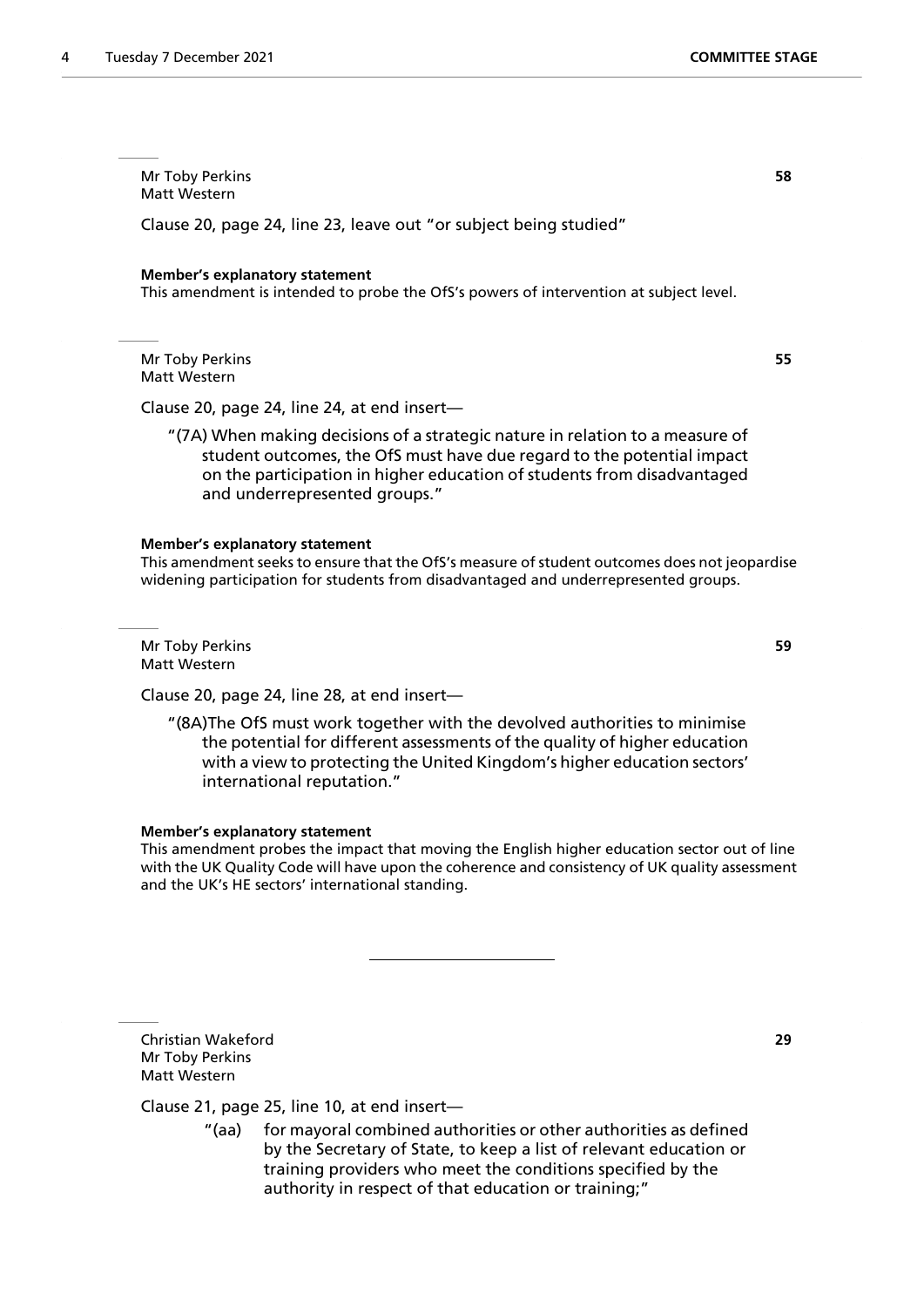Mr Toby Perkins
Matt Western

**58**

Clause 20, page 24, line 23, leave out "or subject being studied"

**Member's explanatory statement**

This amendment is intended to probe the OfS's powers of intervention at subject level.

---

Mr Toby Perkins
Matt Western

**55**

Clause 20, page 24, line 24, at end insert—

"(7A) When making decisions of a strategic nature in relation to a measure of student outcomes, the OfS must have due regard to the potential impact on the participation in higher education of students from disadvantaged and underrepresented groups."

**Member's explanatory statement**

This amendment seeks to ensure that the OfS's measure of student outcomes does not jeopardise widening participation for students from disadvantaged and underrepresented groups.

---

Mr Toby Perkins
Matt Western

**59**

Clause 20, page 24, line 28, at end insert—

"(8A)The OfS must work together with the devolved authorities to minimise the potential for different assessments of the quality of higher education with a view to protecting the United Kingdom's higher education sectors' international reputation."

**Member's explanatory statement**

This amendment probes the impact that moving the English higher education sector out of line with the UK Quality Code will have upon the coherence and consistency of UK quality assessment and the UK's HE sectors' international standing.

---

Christian Wakeford
Mr Toby Perkins
Matt Western

**29**

Clause 21, page 25, line 10, at end insert—

"(aa) for mayoral combined authorities or other authorities as defined by the Secretary of State, to keep a list of relevant education or training providers who meet the conditions specified by the authority in respect of that education or training;"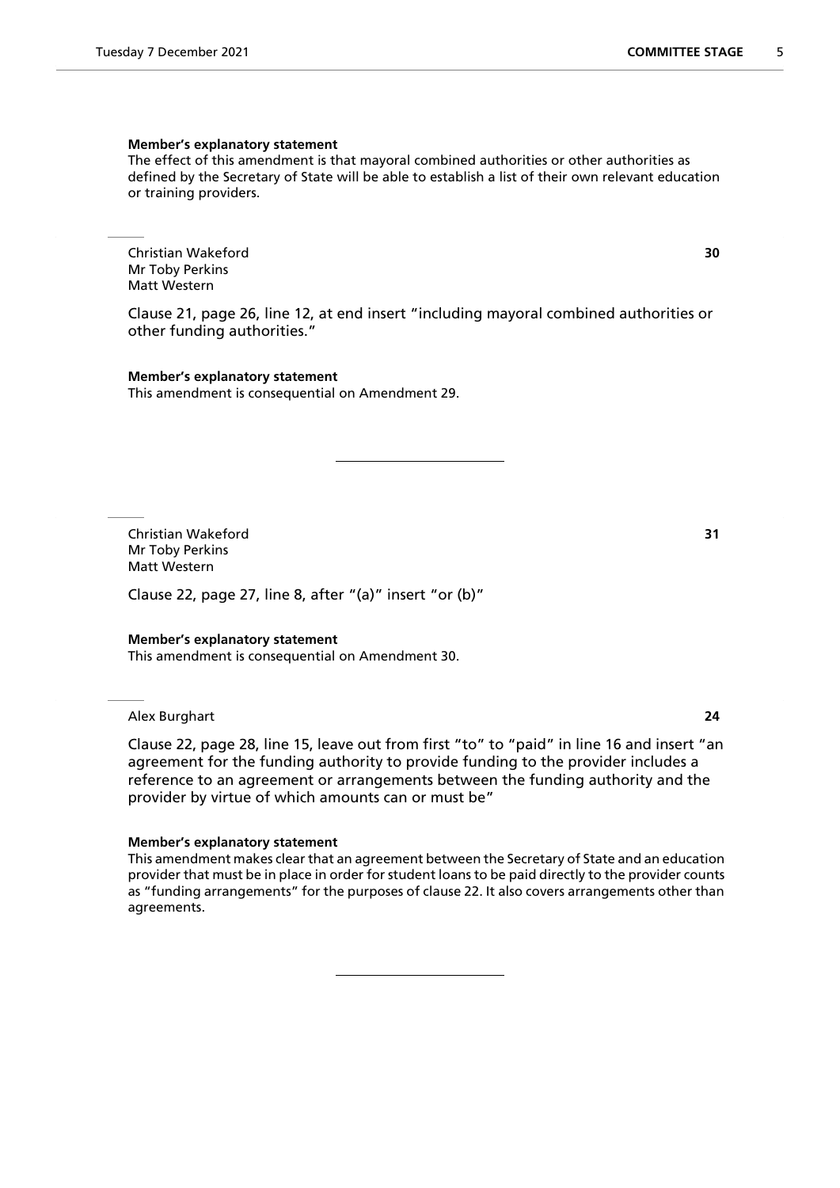**Member's explanatory statement**

The effect of this amendment is that mayoral combined authorities or other authorities as defined by the Secretary of State will be able to establish a list of their own relevant education or training providers.

---

Christian Wakeford
Mr Toby Perkins
Matt Western

**30**

Clause 21, page 26, line 12, at end insert "including mayoral combined authorities or other funding authorities."

**Member's explanatory statement**

This amendment is consequential on Amendment 29.

---

Christian Wakeford
Mr Toby Perkins
Matt Western

**31**

Clause 22, page 27, line 8, after "(a)" insert "or (b)"

**Member's explanatory statement**

This amendment is consequential on Amendment 30.

---

Alex Burghart

**24**

Clause 22, page 28, line 15, leave out from first "to" to "paid" in line 16 and insert "an agreement for the funding authority to provide funding to the provider includes a reference to an agreement or arrangements between the funding authority and the provider by virtue of which amounts can or must be"

**Member's explanatory statement**

This amendment makes clear that an agreement between the Secretary of State and an education provider that must be in place in order for student loans to be paid directly to the provider counts as "funding arrangements" for the purposes of clause 22. It also covers arrangements other than agreements.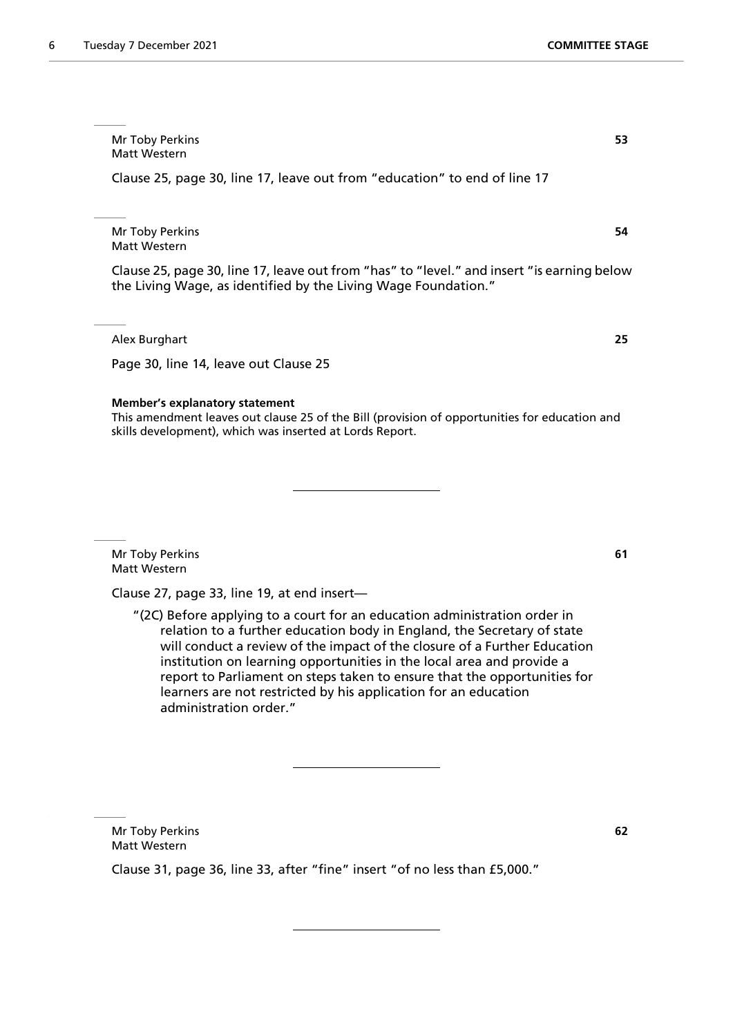Mr Toby Perkins
Matt Western

**53**

Clause 25, page 30, line 17, leave out from "education" to end of line 17

Mr Toby Perkins
Matt Western

**54**

Clause 25, page 30, line 17, leave out from "has" to "level." and insert "is earning below the Living Wage, as identified by the Living Wage Foundation."

Alex Burghart

**25**

Page 30, line 14, leave out Clause 25

**Member's explanatory statement**

This amendment leaves out clause 25 of the Bill (provision of opportunities for education and skills development), which was inserted at Lords Report.

---

Mr Toby Perkins
Matt Western

**61**

Clause 27, page 33, line 19, at end insert—

"(2C) Before applying to a court for an education administration order in relation to a further education body in England, the Secretary of state will conduct a review of the impact of the closure of a Further Education institution on learning opportunities in the local area and provide a report to Parliament on steps taken to ensure that the opportunities for learners are not restricted by his application for an education administration order."

---

Mr Toby Perkins
Matt Western

**62**

Clause 31, page 36, line 33, after "fine" insert "of no less than £5,000."

---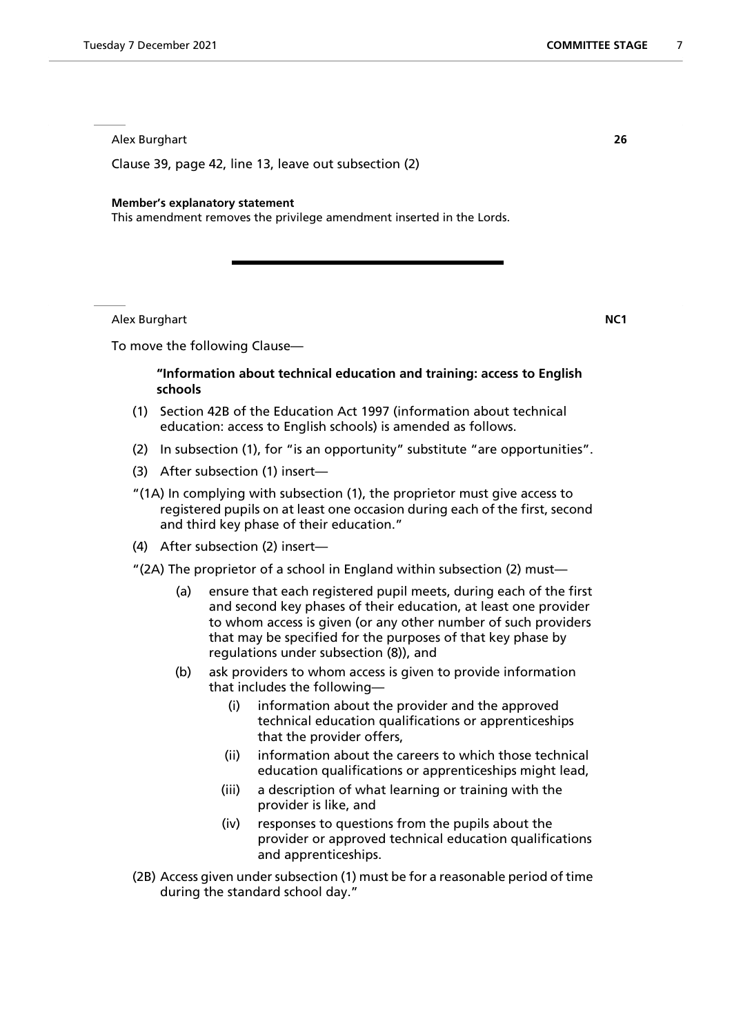Alex Burghart **26**

Clause 39, page 42, line 13, leave out subsection (2)

**Member's explanatory statement**

This amendment removes the privilege amendment inserted in the Lords.

---

Alex Burghart **NC1**

To move the following Clause—

**"Information about technical education and training: access to English schools**

(1) Section 42B of the Education Act 1997 (information about technical education: access to English schools) is amended as follows.

(2) In subsection (1), for "is an opportunity" substitute "are opportunities".

(3) After subsection (1) insert—

"(1A) In complying with subsection (1), the proprietor must give access to registered pupils on at least one occasion during each of the first, second and third key phase of their education."

(4) After subsection (2) insert—

"(2A) The proprietor of a school in England within subsection (2) must—

- (a) ensure that each registered pupil meets, during each of the first and second key phases of their education, at least one provider to whom access is given (or any other number of such providers that may be specified for the purposes of that key phase by regulations under subsection (8)), and
- (b) ask providers to whom access is given to provide information that includes the following—
  - (i) information about the provider and the approved technical education qualifications or apprenticeships that the provider offers,
  - (ii) information about the careers to which those technical education qualifications or apprenticeships might lead,
  - (iii) a description of what learning or training with the provider is like, and
  - (iv) responses to questions from the pupils about the provider or approved technical education qualifications and apprenticeships.

(2B) Access given under subsection (1) must be for a reasonable period of time during the standard school day."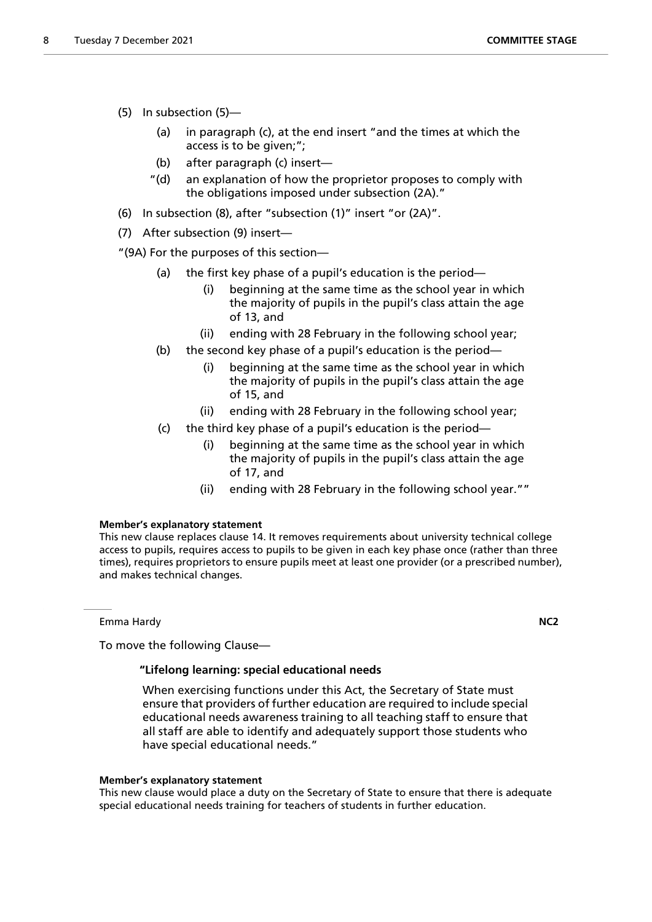(5) In subsection (5)—

 (a) in paragraph (c), at the end insert "and the times at which the access is to be given;";

 (b) after paragraph (c) insert—

 "(d) an explanation of how the proprietor proposes to comply with the obligations imposed under subsection (2A)."

(6) In subsection (8), after "subsection (1)" insert "or (2A)".

(7) After subsection (9) insert—

"(9A) For the purposes of this section—

 (a) the first key phase of a pupil's education is the period—

  (i) beginning at the same time as the school year in which the majority of pupils in the pupil's class attain the age of 13, and

  (ii) ending with 28 February in the following school year;

 (b) the second key phase of a pupil's education is the period—

  (i) beginning at the same time as the school year in which the majority of pupils in the pupil's class attain the age of 15, and

  (ii) ending with 28 February in the following school year;

 (c) the third key phase of a pupil's education is the period—

  (i) beginning at the same time as the school year in which the majority of pupils in the pupil's class attain the age of 17, and

  (ii) ending with 28 February in the following school year.""

**Member's explanatory statement**

This new clause replaces clause 14. It removes requirements about university technical college access to pupils, requires access to pupils to be given in each key phase once (rather than three times), requires proprietors to ensure pupils meet at least one provider (or a prescribed number), and makes technical changes.

---

Emma Hardy **NC2**

To move the following Clause—

**"Lifelong learning: special educational needs**

When exercising functions under this Act, the Secretary of State must ensure that providers of further education are required to include special educational needs awareness training to all teaching staff to ensure that all staff are able to identify and adequately support those students who have special educational needs."

**Member's explanatory statement**

This new clause would place a duty on the Secretary of State to ensure that there is adequate special educational needs training for teachers of students in further education.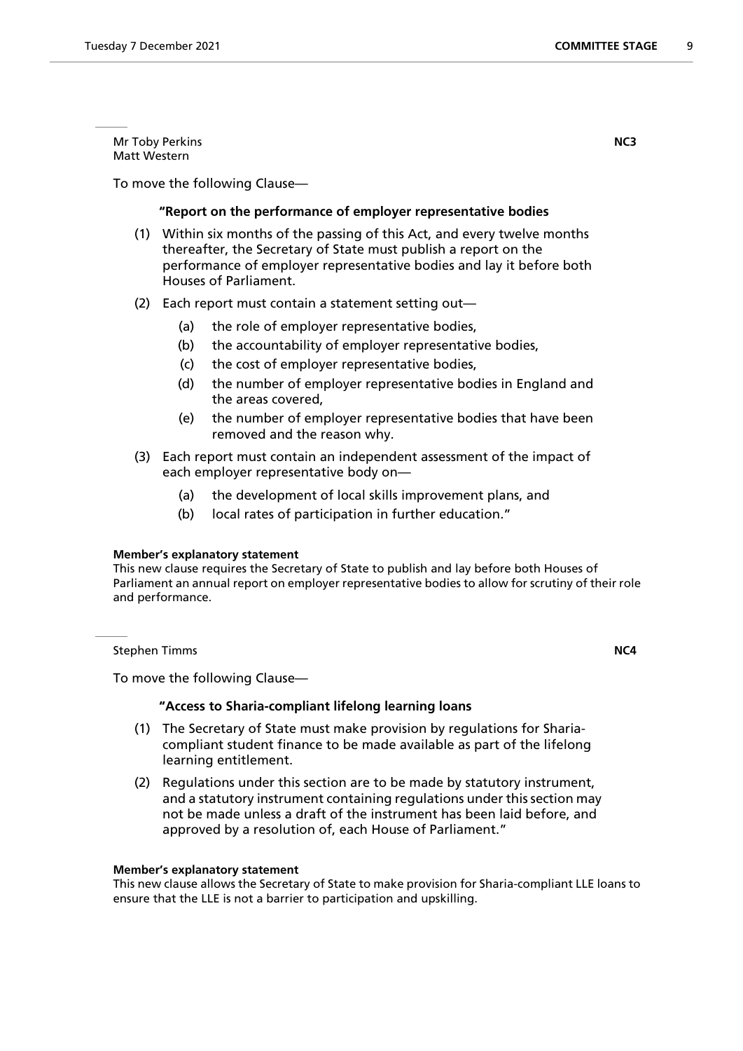Mr Toby Perkins
Matt Western

**NC3**

To move the following Clause—

**"Report on the performance of employer representative bodies**

(1) Within six months of the passing of this Act, and every twelve months thereafter, the Secretary of State must publish a report on the performance of employer representative bodies and lay it before both Houses of Parliament.

(2) Each report must contain a statement setting out—

(a) the role of employer representative bodies,

(b) the accountability of employer representative bodies,

(c) the cost of employer representative bodies,

(d) the number of employer representative bodies in England and the areas covered,

(e) the number of employer representative bodies that have been removed and the reason why.

(3) Each report must contain an independent assessment of the impact of each employer representative body on—

(a) the development of local skills improvement plans, and

(b) local rates of participation in further education."

**Member's explanatory statement**

This new clause requires the Secretary of State to publish and lay before both Houses of Parliament an annual report on employer representative bodies to allow for scrutiny of their role and performance.

Stephen Timms

**NC4**

To move the following Clause—

**"Access to Sharia-compliant lifelong learning loans**

(1) The Secretary of State must make provision by regulations for Sharia-compliant student finance to be made available as part of the lifelong learning entitlement.

(2) Regulations under this section are to be made by statutory instrument, and a statutory instrument containing regulations under this section may not be made unless a draft of the instrument has been laid before, and approved by a resolution of, each House of Parliament."

**Member's explanatory statement**

This new clause allows the Secretary of State to make provision for Sharia-compliant LLE loans to ensure that the LLE is not a barrier to participation and upskilling.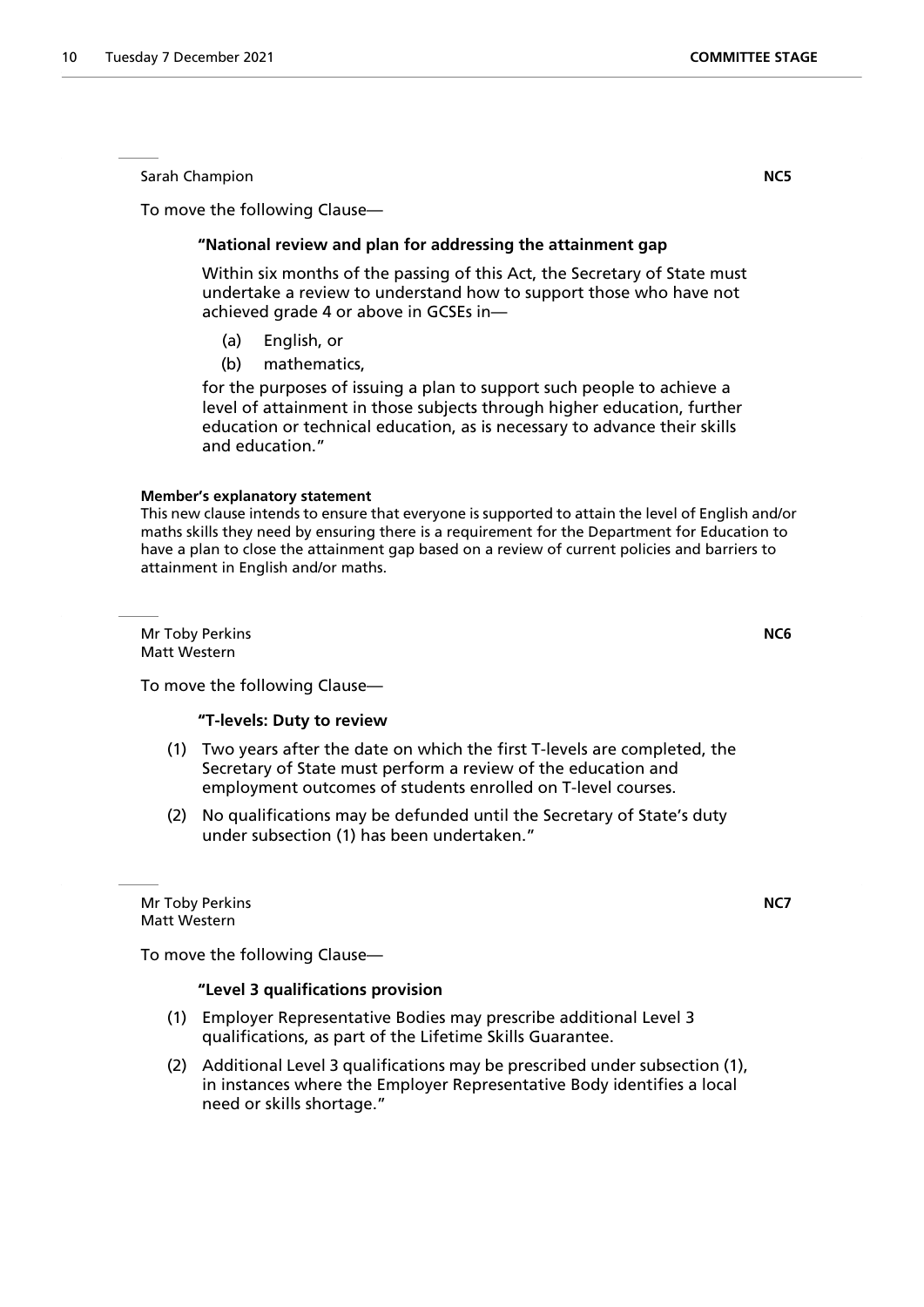Sarah Champion

**NC5**

To move the following Clause—

**"National review and plan for addressing the attainment gap**

Within six months of the passing of this Act, the Secretary of State must undertake a review to understand how to support those who have not achieved grade 4 or above in GCSEs in—

(a) English, or

(b) mathematics,

for the purposes of issuing a plan to support such people to achieve a level of attainment in those subjects through higher education, further education or technical education, as is necessary to advance their skills and education."

**Member's explanatory statement**

This new clause intends to ensure that everyone is supported to attain the level of English and/or maths skills they need by ensuring there is a requirement for the Department for Education to have a plan to close the attainment gap based on a review of current policies and barriers to attainment in English and/or maths.

Mr Toby Perkins
Matt Western

**NC6**

To move the following Clause—

**"T-levels: Duty to review**

(1) Two years after the date on which the first T-levels are completed, the Secretary of State must perform a review of the education and employment outcomes of students enrolled on T-level courses.

(2) No qualifications may be defunded until the Secretary of State's duty under subsection (1) has been undertaken."

Mr Toby Perkins
Matt Western

**NC7**

To move the following Clause—

**"Level 3 qualifications provision**

(1) Employer Representative Bodies may prescribe additional Level 3 qualifications, as part of the Lifetime Skills Guarantee.

(2) Additional Level 3 qualifications may be prescribed under subsection (1), in instances where the Employer Representative Body identifies a local need or skills shortage."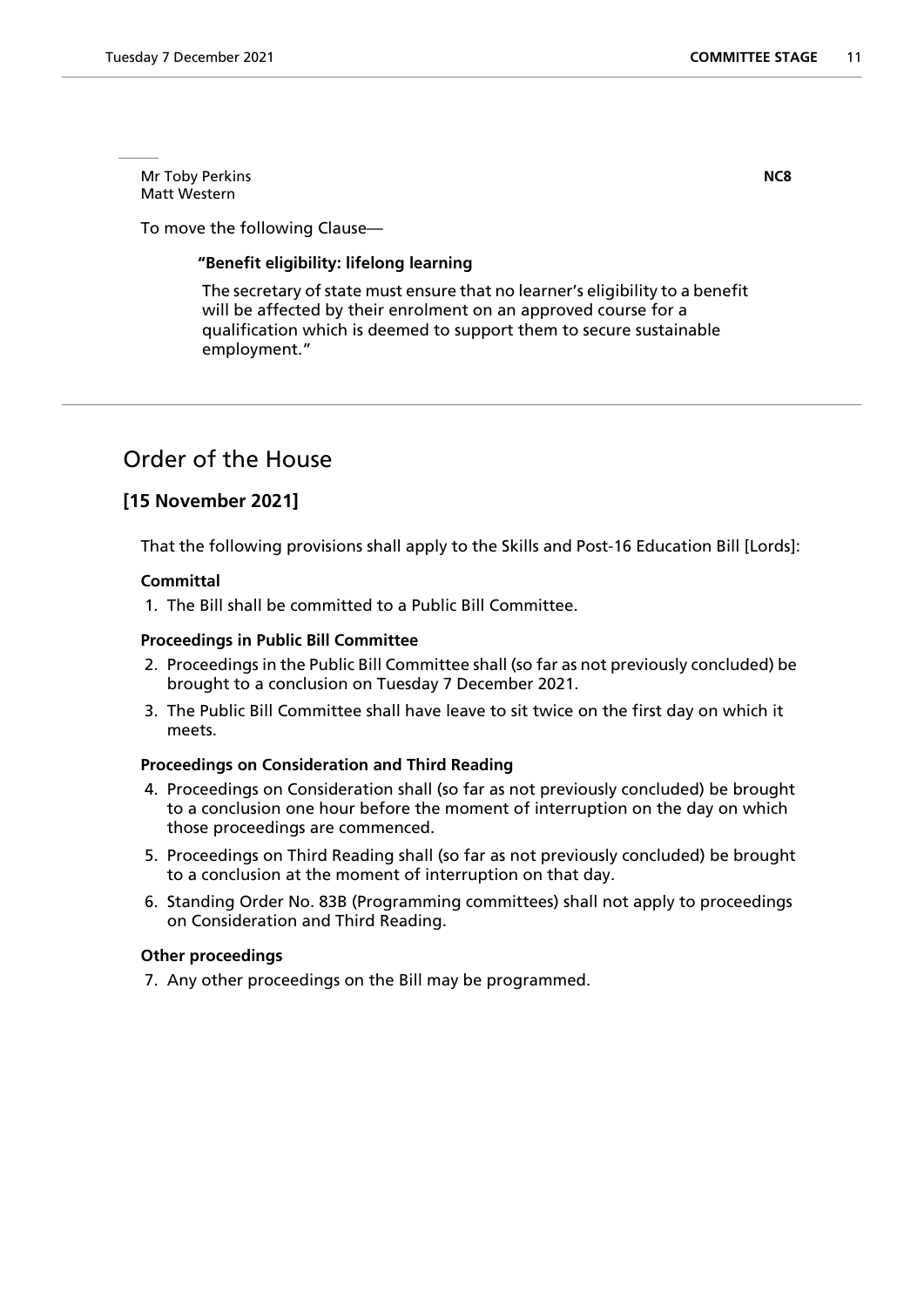Mr Toby Perkins
Matt Western

**NC8**

To move the following Clause—

**"Benefit eligibility: lifelong learning**

The secretary of state must ensure that no learner's eligibility to a benefit will be affected by their enrolment on an approved course for a qualification which is deemed to support them to secure sustainable employment."

## Order of the House

### [15 November 2021]

That the following provisions shall apply to the Skills and Post-16 Education Bill [Lords]:

**Committal**

1. The Bill shall be committed to a Public Bill Committee.

**Proceedings in Public Bill Committee**

2. Proceedings in the Public Bill Committee shall (so far as not previously concluded) be brought to a conclusion on Tuesday 7 December 2021.
3. The Public Bill Committee shall have leave to sit twice on the first day on which it meets.

**Proceedings on Consideration and Third Reading**

4. Proceedings on Consideration shall (so far as not previously concluded) be brought to a conclusion one hour before the moment of interruption on the day on which those proceedings are commenced.
5. Proceedings on Third Reading shall (so far as not previously concluded) be brought to a conclusion at the moment of interruption on that day.
6. Standing Order No. 83B (Programming committees) shall not apply to proceedings on Consideration and Third Reading.

**Other proceedings**

7. Any other proceedings on the Bill may be programmed.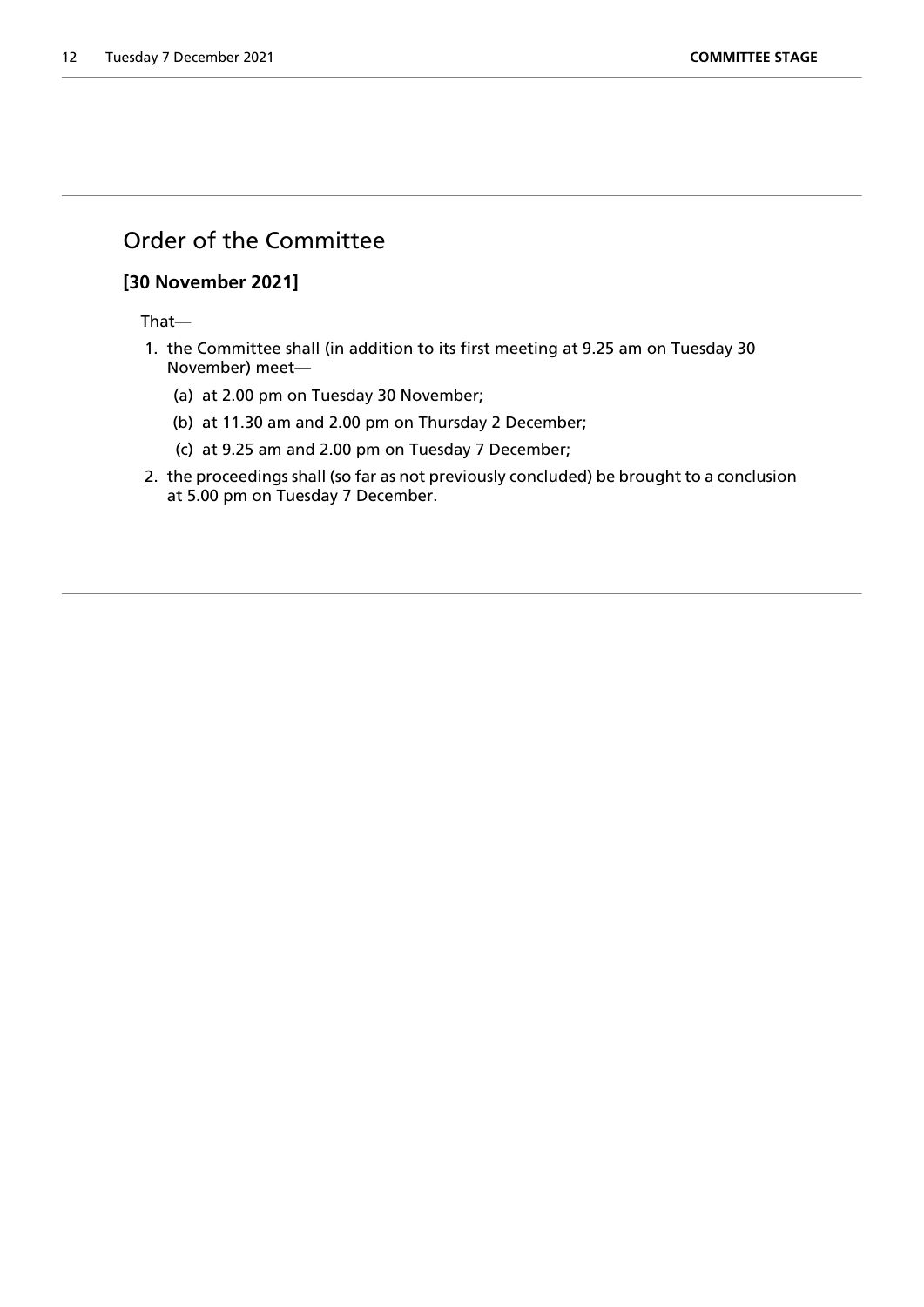## Order of the Committee

**[30 November 2021]**

That—

1. the Committee shall (in addition to its first meeting at 9.25 am on Tuesday 30 November) meet—
   - (a) at 2.00 pm on Tuesday 30 November;
   - (b) at 11.30 am and 2.00 pm on Thursday 2 December;
   - (c) at 9.25 am and 2.00 pm on Tuesday 7 December;
2. the proceedings shall (so far as not previously concluded) be brought to a conclusion at 5.00 pm on Tuesday 7 December.